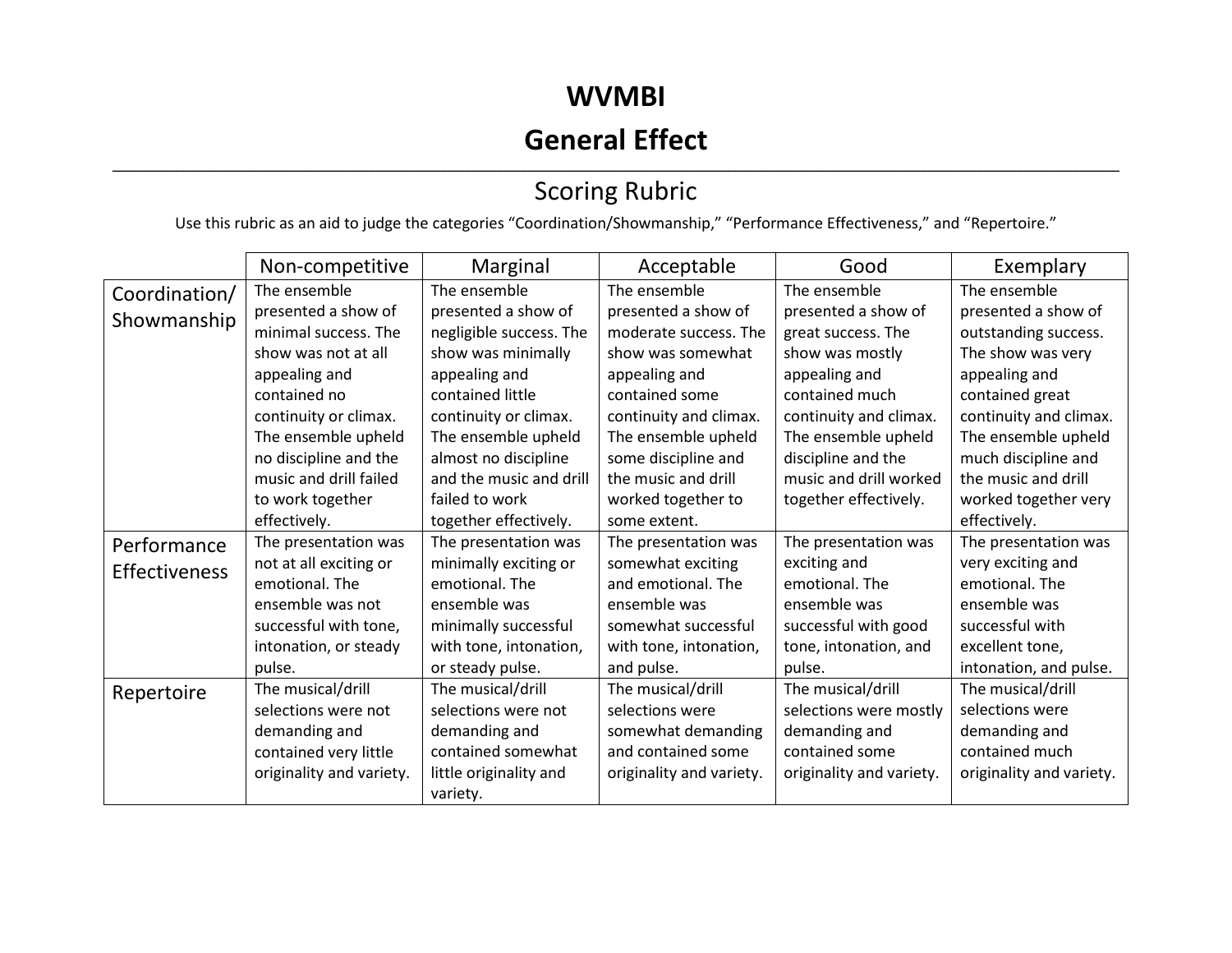# WVMBI

# General Effect

---

## Scoring Rubric

Use this rubric as an aid to judge the categories “Coordination/Showmanship,” “Performance Effectiveness,” and “Repertoire.”

| | Non-competitive | Marginal | Acceptable | Good | Exemplary |
|---|---|---|---|---|---|
| Coordination/ Showmanship | The ensemble presented a show of minimal success. The show was not at all appealing and contained no continuity or climax. The ensemble upheld no discipline and the music and drill failed to work together effectively. | The ensemble presented a show of negligible success. The show was minimally appealing and contained little continuity or climax. The ensemble upheld almost no discipline and the music and drill failed to work together effectively. | The ensemble presented a show of moderate success. The show was somewhat appealing and contained some continuity and climax. The ensemble upheld some discipline and the music and drill worked together to some extent. | The ensemble presented a show of great success. The show was mostly appealing and contained much continuity and climax. The ensemble upheld discipline and the music and drill worked together effectively. | The ensemble presented a show of outstanding success. The show was very appealing and contained great continuity and climax. The ensemble upheld much discipline and the music and drill worked together very effectively. |
| Performance Effectiveness | The presentation was not at all exciting or emotional. The ensemble was not successful with tone, intonation, or steady pulse. | The presentation was minimally exciting or emotional. The ensemble was minimally successful with tone, intonation, or steady pulse. | The presentation was somewhat exciting and emotional. The ensemble was somewhat successful with tone, intonation, and pulse. | The presentation was exciting and emotional. The ensemble was successful with good tone, intonation, and pulse. | The presentation was very exciting and emotional. The ensemble was successful with excellent tone, intonation, and pulse. |
| Repertoire | The musical/drill selections were not demanding and contained very little originality and variety. | The musical/drill selections were not demanding and contained somewhat little originality and variety. | The musical/drill selections were somewhat demanding and contained some originality and variety. | The musical/drill selections were mostly demanding and contained some originality and variety. | The musical/drill selections were demanding and contained much originality and variety. |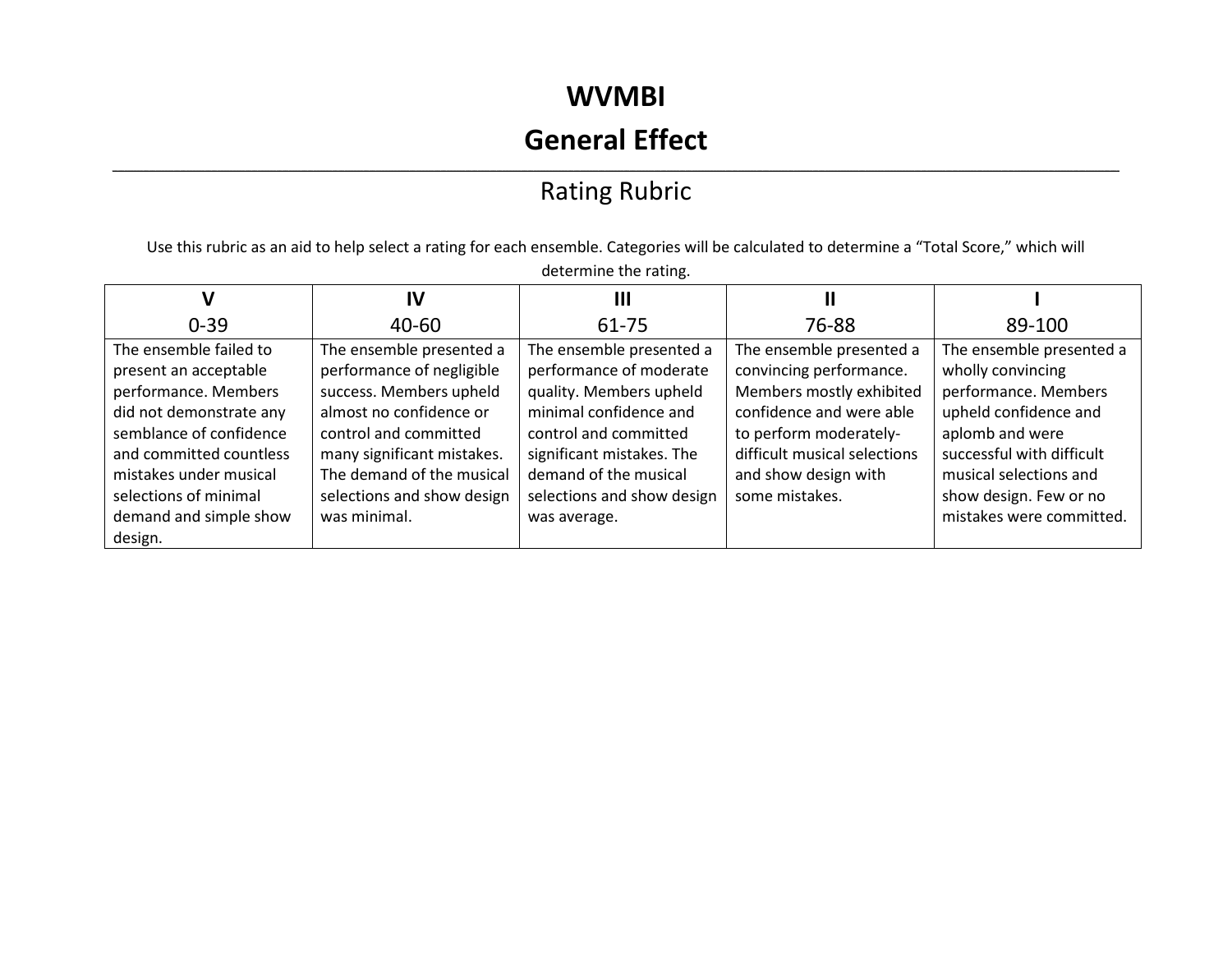# WVMBI

# General Effect

## Rating Rubric

Use this rubric as an aid to help select a rating for each ensemble. Categories will be calculated to determine a "Total Score," which will determine the rating.

| V<br>0-39 | IV<br>40-60 | III<br>61-75 | II<br>76-88 | I<br>89-100 |
|---|---|---|---|---|
| The ensemble failed to present an acceptable performance. Members did not demonstrate any semblance of confidence and committed countless mistakes under musical selections of minimal demand and simple show design. | The ensemble presented a performance of negligible success. Members upheld almost no confidence or control and committed many significant mistakes. The demand of the musical selections and show design was minimal. | The ensemble presented a performance of moderate quality. Members upheld minimal confidence and control and committed significant mistakes. The demand of the musical selections and show design was average. | The ensemble presented a convincing performance. Members mostly exhibited confidence and were able to perform moderately-difficult musical selections and show design with some mistakes. | The ensemble presented a wholly convincing performance. Members upheld confidence and aplomb and were successful with difficult musical selections and show design. Few or no mistakes were committed. |